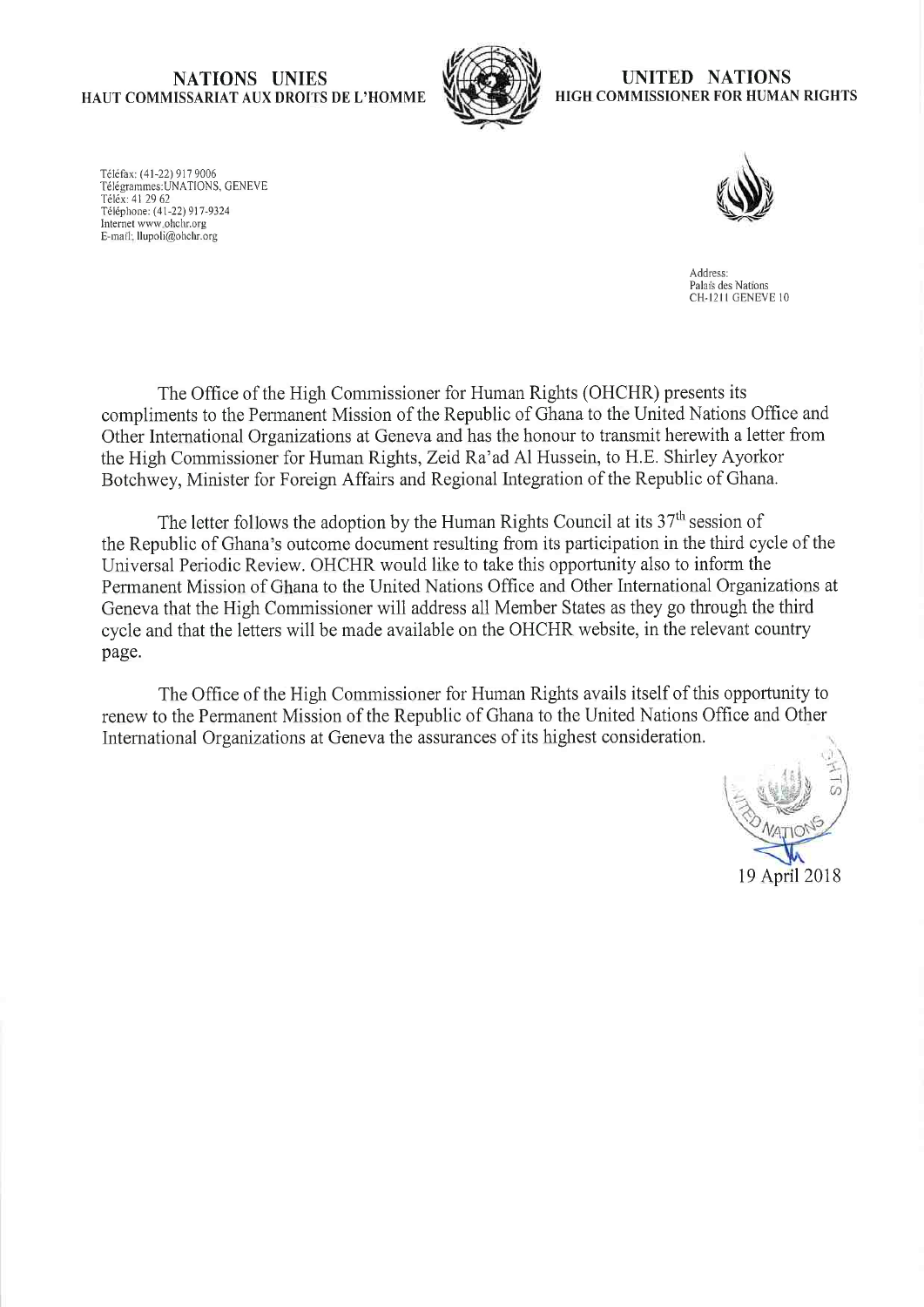**NATIONS UNIES**
**HAUT COMMISSARIAT AUX DROITS DE L'HOMME**

**UNITED NATIONS**
**HIGH COMMISSIONER FOR HUMAN RIGHTS**

Téléfax: (41-22) 917 9006
Télégrammes:UNATIONS, GENEVE
Téléx: 41 29 62
Téléphone: (41-22) 917-9324
Internet www.ohchr.org
E-mail: llupoli@ohchr.org

Address:
Palais des Nations
CH-1211 GENEVE 10

The Office of the High Commissioner for Human Rights (OHCHR) presents its compliments to the Permanent Mission of the Republic of Ghana to the United Nations Office and Other International Organizations at Geneva and has the honour to transmit herewith a letter from the High Commissioner for Human Rights, Zeid Ra'ad Al Hussein, to H.E. Shirley Ayorkor Botchwey, Minister for Foreign Affairs and Regional Integration of the Republic of Ghana.

The letter follows the adoption by the Human Rights Council at its 37th session of the Republic of Ghana's outcome document resulting from its participation in the third cycle of the Universal Periodic Review. OHCHR would like to take this opportunity also to inform the Permanent Mission of Ghana to the United Nations Office and Other International Organizations at Geneva that the High Commissioner will address all Member States as they go through the third cycle and that the letters will be made available on the OHCHR website, in the relevant country page.

The Office of the High Commissioner for Human Rights avails itself of this opportunity to renew to the Permanent Mission of the Republic of Ghana to the United Nations Office and Other International Organizations at Geneva the assurances of its highest consideration.

19 April 2018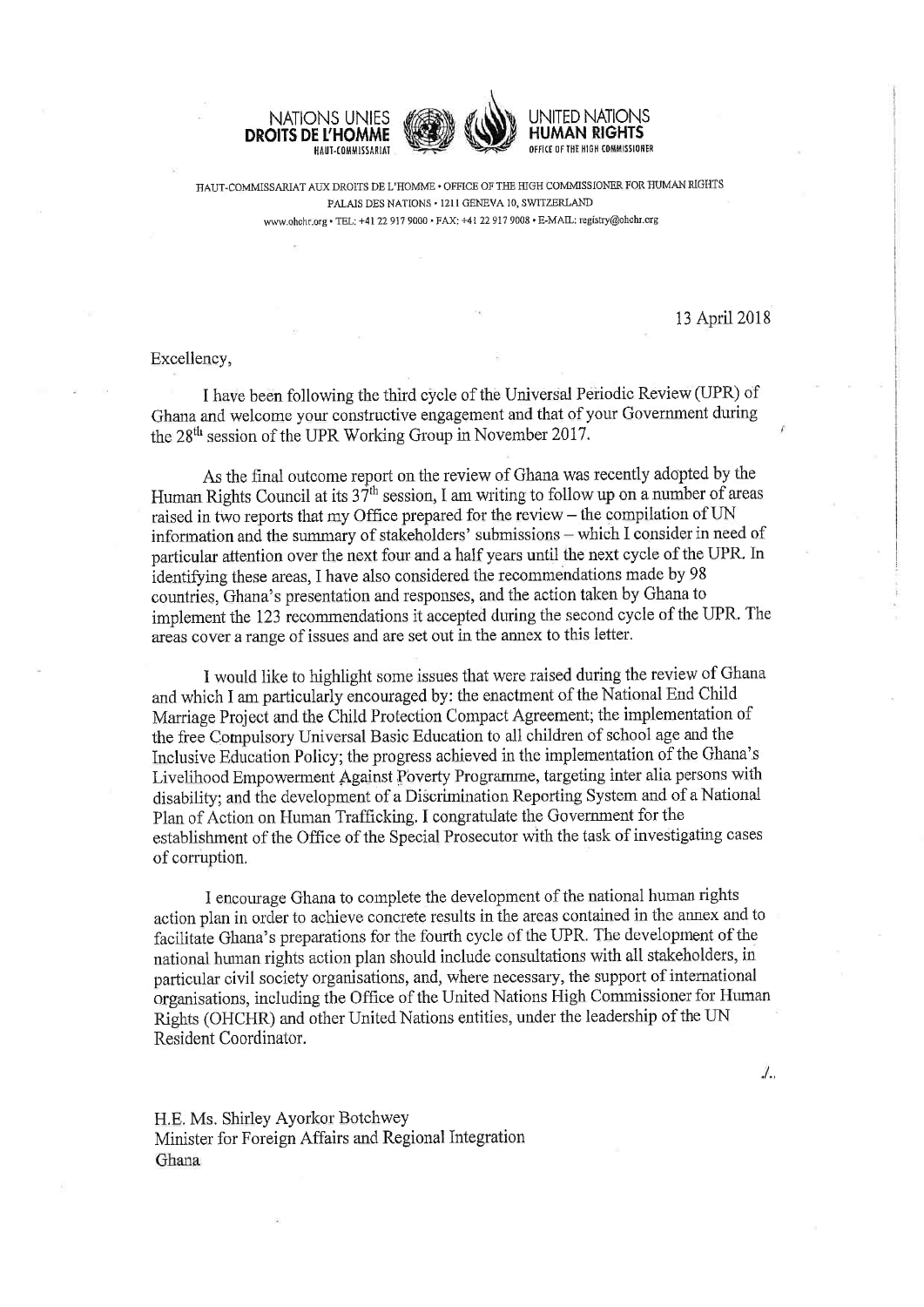NATIONS UNIES
**DROITS DE L'HOMME**
HAUT-COMMISSARIAT

UNITED NATIONS
**HUMAN RIGHTS**
OFFICE OF THE HIGH COMMISSIONER

HAUT-COMMISSARIAT AUX DROITS DE L'HOMME • OFFICE OF THE HIGH COMMISSIONER FOR HUMAN RIGHTS
PALAIS DES NATIONS • 1211 GENEVA 10, SWITZERLAND
www.ohchr.org • TEL: +41 22 917 9000 • FAX: +41 22 917 9008 • E-MAIL: registry@ohchr.org

13 April 2018

Excellency,

I have been following the third cycle of the Universal Periodic Review (UPR) of Ghana and welcome your constructive engagement and that of your Government during the 28th session of the UPR Working Group in November 2017.

As the final outcome report on the review of Ghana was recently adopted by the Human Rights Council at its 37th session, I am writing to follow up on a number of areas raised in two reports that my Office prepared for the review – the compilation of UN information and the summary of stakeholders' submissions – which I consider in need of particular attention over the next four and a half years until the next cycle of the UPR. In identifying these areas, I have also considered the recommendations made by 98 countries, Ghana's presentation and responses, and the action taken by Ghana to implement the 123 recommendations it accepted during the second cycle of the UPR. The areas cover a range of issues and are set out in the annex to this letter.

I would like to highlight some issues that were raised during the review of Ghana and which I am particularly encouraged by: the enactment of the National End Child Marriage Project and the Child Protection Compact Agreement; the implementation of the free Compulsory Universal Basic Education to all children of school age and the Inclusive Education Policy; the progress achieved in the implementation of the Ghana's Livelihood Empowerment Against Poverty Programme, targeting inter alia persons with disability; and the development of a Discrimination Reporting System and of a National Plan of Action on Human Trafficking. I congratulate the Government for the establishment of the Office of the Special Prosecutor with the task of investigating cases of corruption.

I encourage Ghana to complete the development of the national human rights action plan in order to achieve concrete results in the areas contained in the annex and to facilitate Ghana's preparations for the fourth cycle of the UPR. The development of the national human rights action plan should include consultations with all stakeholders, in particular civil society organisations, and, where necessary, the support of international organisations, including the Office of the United Nations High Commissioner for Human Rights (OHCHR) and other United Nations entities, under the leadership of the UN Resident Coordinator.

./..

H.E. Ms. Shirley Ayorkor Botchwey
Minister for Foreign Affairs and Regional Integration
Ghana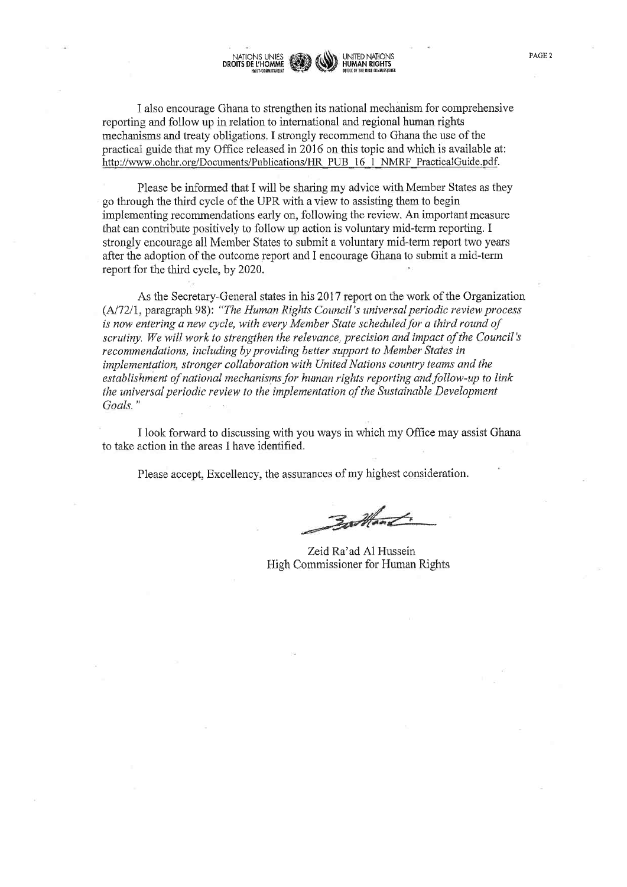I also encourage Ghana to strengthen its national mechanism for comprehensive reporting and follow up in relation to international and regional human rights mechanisms and treaty obligations. I strongly recommend to Ghana the use of the practical guide that my Office released in 2016 on this topic and which is available at: http://www.ohchr.org/Documents/Publications/HR_PUB_16_1_NMRF_PracticalGuide.pdf.

Please be informed that I will be sharing my advice with Member States as they go through the third cycle of the UPR with a view to assisting them to begin implementing recommendations early on, following the review. An important measure that can contribute positively to follow up action is voluntary mid-term reporting. I strongly encourage all Member States to submit a voluntary mid-term report two years after the adoption of the outcome report and I encourage Ghana to submit a mid-term report for the third cycle, by 2020.

As the Secretary-General states in his 2017 report on the work of the Organization (A/72/1, paragraph 98): *"The Human Rights Council's universal periodic review process is now entering a new cycle, with every Member State scheduled for a third round of scrutiny. We will work to strengthen the relevance, precision and impact of the Council's recommendations, including by providing better support to Member States in implementation, stronger collaboration with United Nations country teams and the establishment of national mechanisms for human rights reporting and follow-up to link the universal periodic review to the implementation of the Sustainable Development Goals."*

I look forward to discussing with you ways in which my Office may assist Ghana to take action in the areas I have identified.

Please accept, Excellency, the assurances of my highest consideration.

Zeid Ra'ad Al Hussein
High Commissioner for Human Rights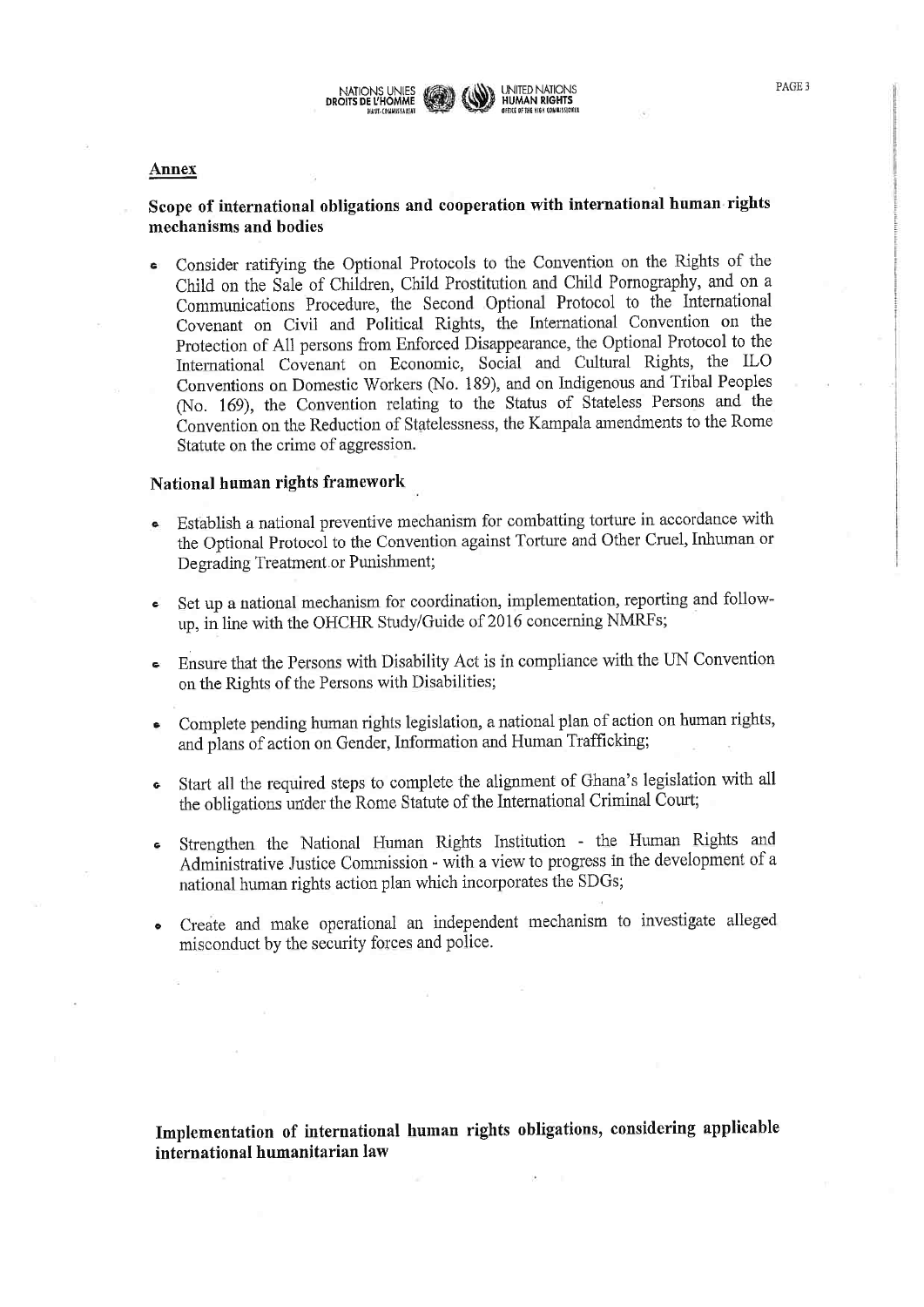## Annex

### Scope of international obligations and cooperation with international human rights mechanisms and bodies

- Consider ratifying the Optional Protocols to the Convention on the Rights of the Child on the Sale of Children, Child Prostitution and Child Pornography, and on a Communications Procedure, the Second Optional Protocol to the International Covenant on Civil and Political Rights, the International Convention on the Protection of All persons from Enforced Disappearance, the Optional Protocol to the International Covenant on Economic, Social and Cultural Rights, the ILO Conventions on Domestic Workers (No. 189), and on Indigenous and Tribal Peoples (No. 169), the Convention relating to the Status of Stateless Persons and the Convention on the Reduction of Statelessness, the Kampala amendments to the Rome Statute on the crime of aggression.

### National human rights framework

- Establish a national preventive mechanism for combatting torture in accordance with the Optional Protocol to the Convention against Torture and Other Cruel, Inhuman or Degrading Treatment or Punishment;
- Set up a national mechanism for coordination, implementation, reporting and follow-up, in line with the OHCHR Study/Guide of 2016 concerning NMRFs;
- Ensure that the Persons with Disability Act is in compliance with the UN Convention on the Rights of the Persons with Disabilities;
- Complete pending human rights legislation, a national plan of action on human rights, and plans of action on Gender, Information and Human Trafficking;
- Start all the required steps to complete the alignment of Ghana's legislation with all the obligations under the Rome Statute of the International Criminal Court;
- Strengthen the National Human Rights Institution - the Human Rights and Administrative Justice Commission - with a view to progress in the development of a national human rights action plan which incorporates the SDGs;
- Create and make operational an independent mechanism to investigate alleged misconduct by the security forces and police.

### Implementation of international human rights obligations, considering applicable international humanitarian law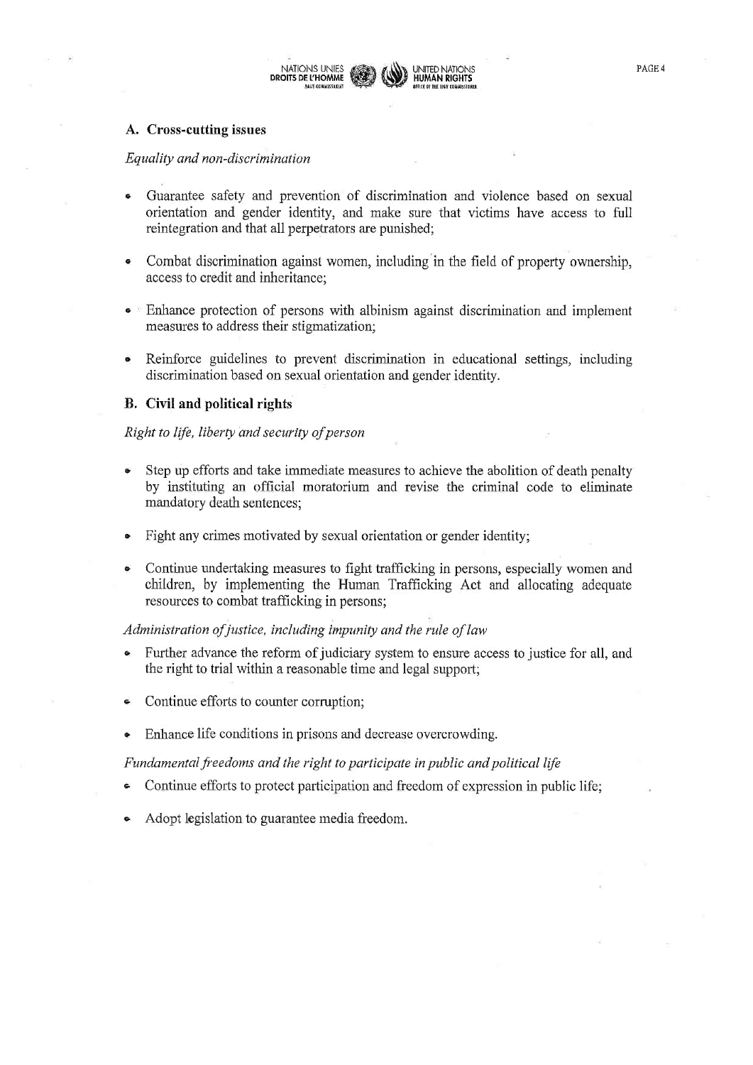## A. Cross-cutting issues

*Equality and non-discrimination*

- Guarantee safety and prevention of discrimination and violence based on sexual orientation and gender identity, and make sure that victims have access to full reintegration and that all perpetrators are punished;
- Combat discrimination against women, including in the field of property ownership, access to credit and inheritance;
- Enhance protection of persons with albinism against discrimination and implement measures to address their stigmatization;
- Reinforce guidelines to prevent discrimination in educational settings, including discrimination based on sexual orientation and gender identity.

## B. Civil and political rights

*Right to life, liberty and security of person*

- Step up efforts and take immediate measures to achieve the abolition of death penalty by instituting an official moratorium and revise the criminal code to eliminate mandatory death sentences;
- Fight any crimes motivated by sexual orientation or gender identity;
- Continue undertaking measures to fight trafficking in persons, especially women and children, by implementing the Human Trafficking Act and allocating adequate resources to combat trafficking in persons;

*Administration of justice, including impunity and the rule of law*

- Further advance the reform of judiciary system to ensure access to justice for all, and the right to trial within a reasonable time and legal support;
- Continue efforts to counter corruption;
- Enhance life conditions in prisons and decrease overcrowding.

*Fundamental freedoms and the right to participate in public and political life*

- Continue efforts to protect participation and freedom of expression in public life;
- Adopt legislation to guarantee media freedom.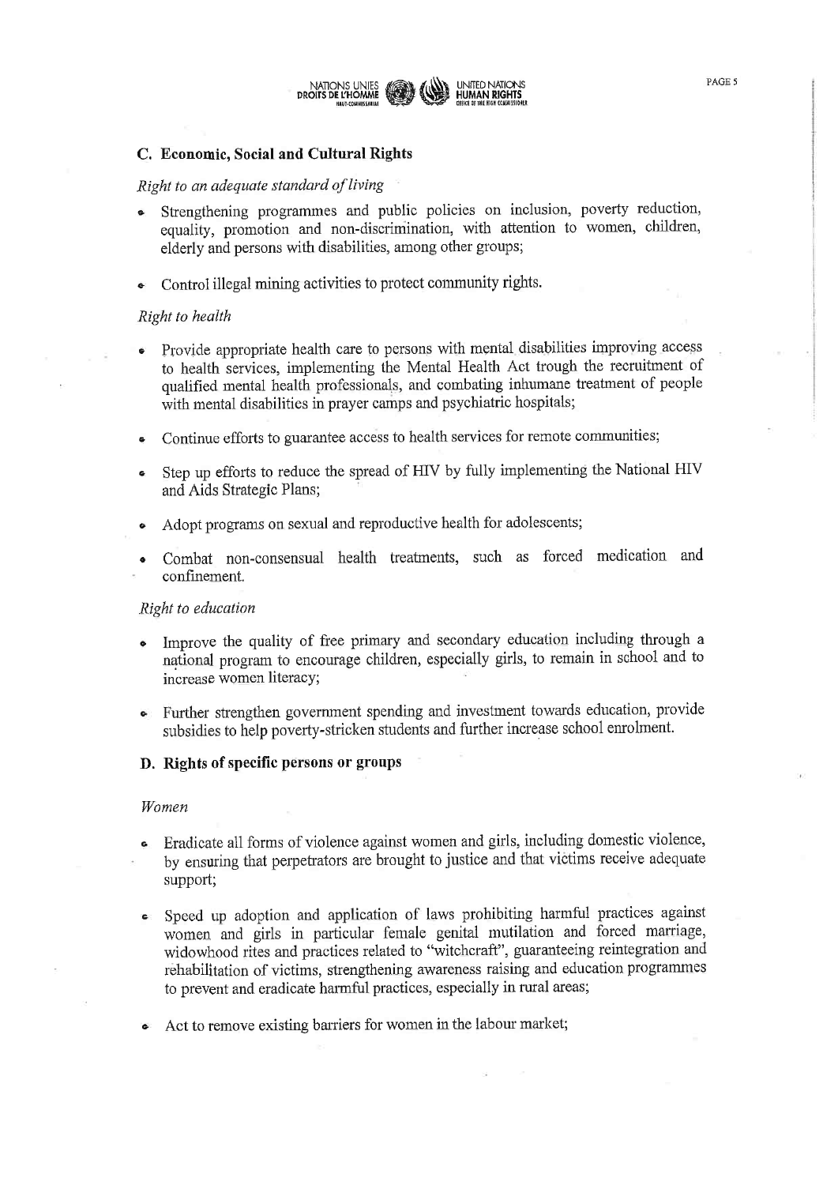## C. Economic, Social and Cultural Rights

*Right to an adequate standard of living*

- Strengthening programmes and public policies on inclusion, poverty reduction, equality, promotion and non-discrimination, with attention to women, children, elderly and persons with disabilities, among other groups;
- Control illegal mining activities to protect community rights.

*Right to health*

- Provide appropriate health care to persons with mental disabilities improving access to health services, implementing the Mental Health Act trough the recruitment of qualified mental health professionals, and combating inhumane treatment of people with mental disabilities in prayer camps and psychiatric hospitals;
- Continue efforts to guarantee access to health services for remote communities;
- Step up efforts to reduce the spread of HIV by fully implementing the National HIV and Aids Strategic Plans;
- Adopt programs on sexual and reproductive health for adolescents;
- Combat non-consensual health treatments, such as forced medication and confinement.

*Right to education*

- Improve the quality of free primary and secondary education including through a national program to encourage children, especially girls, to remain in school and to increase women literacy;
- Further strengthen government spending and investment towards education, provide subsidies to help poverty-stricken students and further increase school enrolment.

## D. Rights of specific persons or groups

*Women*

- Eradicate all forms of violence against women and girls, including domestic violence, by ensuring that perpetrators are brought to justice and that victims receive adequate support;
- Speed up adoption and application of laws prohibiting harmful practices against women and girls in particular female genital mutilation and forced marriage, widowhood rites and practices related to "witchcraft", guaranteeing reintegration and rehabilitation of victims, strengthening awareness raising and education programmes to prevent and eradicate harmful practices, especially in rural areas;
- Act to remove existing barriers for women in the labour market;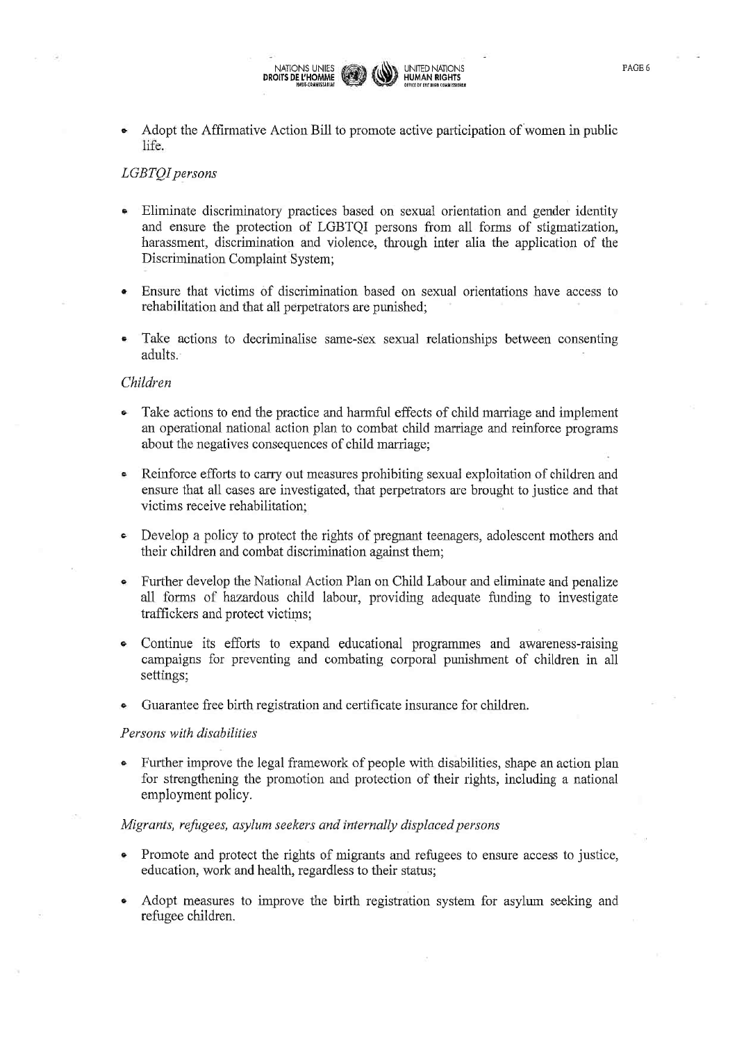- Adopt the Affirmative Action Bill to promote active participation of women in public life.

*LGBTQI persons*

- Eliminate discriminatory practices based on sexual orientation and gender identity and ensure the protection of LGBTQI persons from all forms of stigmatization, harassment, discrimination and violence, through inter alia the application of the Discrimination Complaint System;

- Ensure that victims of discrimination based on sexual orientations have access to rehabilitation and that all perpetrators are punished;

- Take actions to decriminalise same-sex sexual relationships between consenting adults.

*Children*

- Take actions to end the practice and harmful effects of child marriage and implement an operational national action plan to combat child marriage and reinforce programs about the negatives consequences of child marriage;

- Reinforce efforts to carry out measures prohibiting sexual exploitation of children and ensure that all cases are investigated, that perpetrators are brought to justice and that victims receive rehabilitation;

- Develop a policy to protect the rights of pregnant teenagers, adolescent mothers and their children and combat discrimination against them;

- Further develop the National Action Plan on Child Labour and eliminate and penalize all forms of hazardous child labour, providing adequate funding to investigate traffickers and protect victims;

- Continue its efforts to expand educational programmes and awareness-raising campaigns for preventing and combating corporal punishment of children in all settings;

- Guarantee free birth registration and certificate insurance for children.

*Persons with disabilities*

- Further improve the legal framework of people with disabilities, shape an action plan for strengthening the promotion and protection of their rights, including a national employment policy.

*Migrants, refugees, asylum seekers and internally displaced persons*

- Promote and protect the rights of migrants and refugees to ensure access to justice, education, work and health, regardless to their status;

- Adopt measures to improve the birth registration system for asylum seeking and refugee children.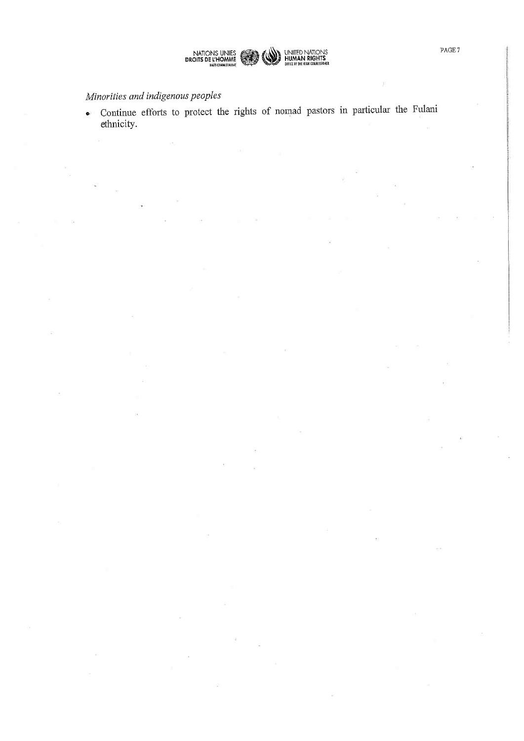*Minorities and indigenous peoples*

- Continue efforts to protect the rights of nomad pastors in particular the Fulani ethnicity.